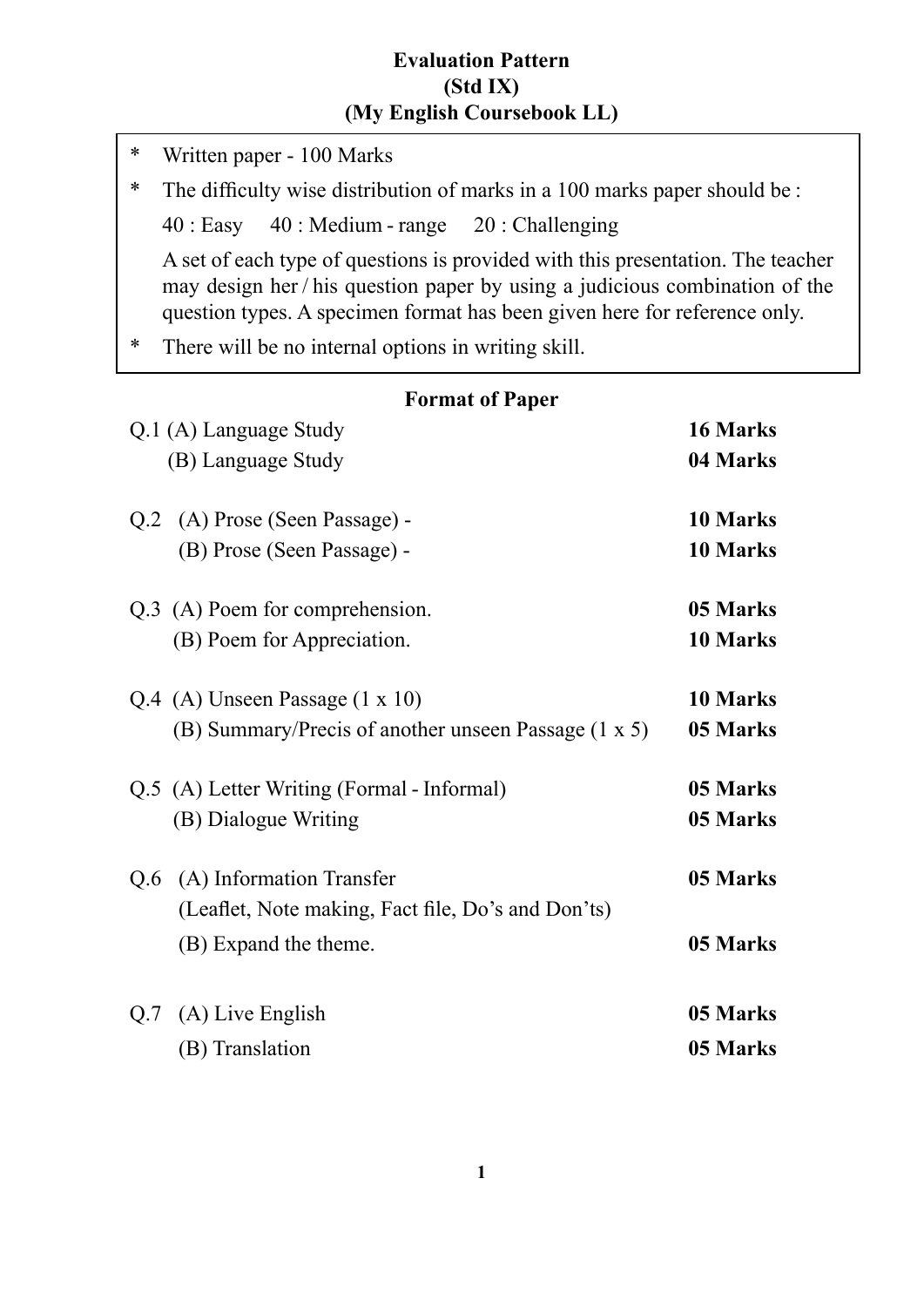# Evaluation Pattern
## (Std IX)
## (My English Coursebook LL)

* Written paper - 100 Marks
* The difficulty wise distribution of marks in a 100 marks paper should be :

  40 : Easy 40 : Medium - range 20 : Challenging

  A set of each type of questions is provided with this presentation. The teacher may design her / his question paper by using a judicious combination of the question types. A specimen format has been given here for reference only.
* There will be no internal options in writing skill.

### Format of Paper

| | |
|---|---|
| Q.1 (A) Language Study | **16 Marks** |
| (B) Language Study | **04 Marks** |
| Q.2 (A) Prose (Seen Passage) - | **10 Marks** |
| (B) Prose (Seen Passage) - | **10 Marks** |
| Q.3 (A) Poem for comprehension. | **05 Marks** |
| (B) Poem for Appreciation. | **10 Marks** |
| Q.4 (A) Unseen Passage (1 x 10) | **10 Marks** |
| (B) Summary/Precis of another unseen Passage (1 x 5) | **05 Marks** |
| Q.5 (A) Letter Writing (Formal - Informal) | **05 Marks** |
| (B) Dialogue Writing | **05 Marks** |
| Q.6 (A) Information Transfer (Leaflet, Note making, Fact file, Do's and Don'ts) | **05 Marks** |
| (B) Expand the theme. | **05 Marks** |
| Q.7 (A) Live English | **05 Marks** |
| (B) Translation | **05 Marks** |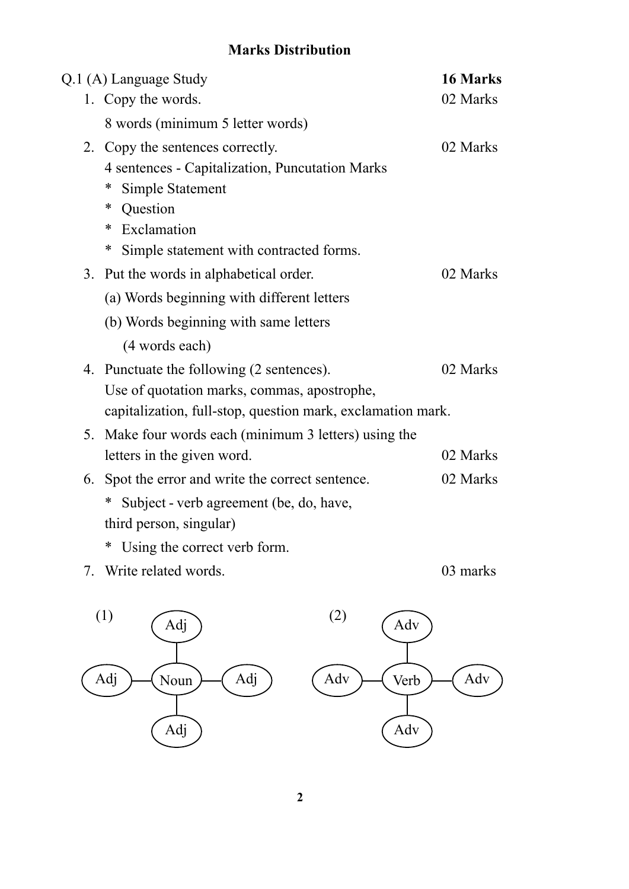## Marks Distribution

**Q.1 (A) Language Study** **16 Marks**

1. Copy the words. 02 Marks

   8 words (minimum 5 letter words)

2. Copy the sentences correctly. 02 Marks

   4 sentences - Capitalization, Puncutation Marks

   * Simple Statement
   * Question
   * Exclamation
   * Simple statement with contracted forms.

3. Put the words in alphabetical order. 02 Marks

   (a) Words beginning with different letters

   (b) Words beginning with same letters

   (4 words each)

4. Punctuate the following (2 sentences). 02 Marks

   Use of quotation marks, commas, apostrophe, capitalization, full-stop, question mark, exclamation mark.

5. Make four words each (minimum 3 letters) using the letters in the given word. 02 Marks

6. Spot the error and write the correct sentence. 02 Marks

   * Subject - verb agreement (be, do, have, third person, singular)
   * Using the correct verb form.

7. Write related words. 03 marks

(1) Noun — Adj, Adj, Adj, Adj

(2) Verb — Adv, Adv, Adv, Adv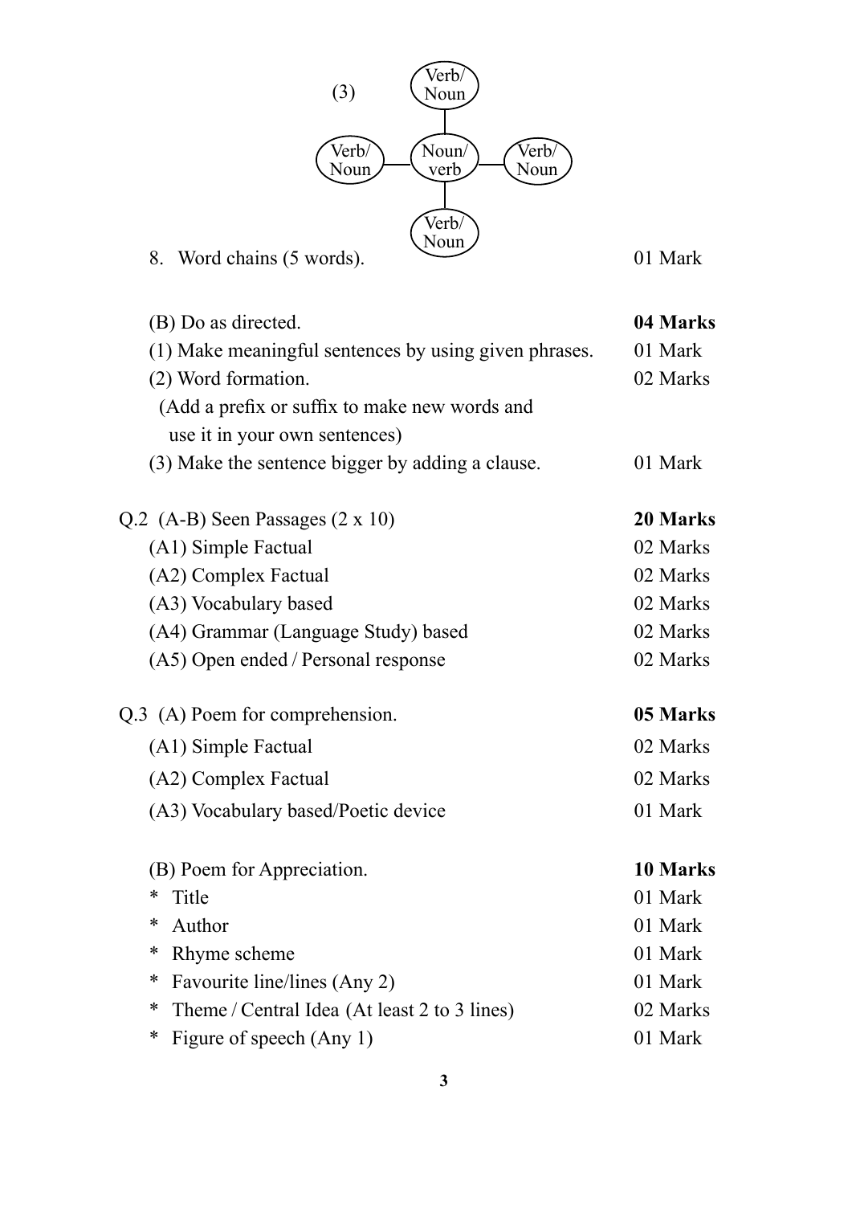(3) Diagram: a central node "Noun/verb" connected to four surrounding nodes, each labelled "Verb/Noun" (top, left, right, bottom).

8. Word chains (5 words). — 01 Mark

| | |
|---|---|
| (B) Do as directed. | **04 Marks** |
| (1) Make meaningful sentences by using given phrases. | 01 Mark |
| (2) Word formation. (Add a prefix or suffix to make new words and use it in your own sentences) | 02 Marks |
| (3) Make the sentence bigger by adding a clause. | 01 Mark |

| | |
|---|---|
| Q.2 (A-B) Seen Passages (2 x 10) | **20 Marks** |
| (A1) Simple Factual | 02 Marks |
| (A2) Complex Factual | 02 Marks |
| (A3) Vocabulary based | 02 Marks |
| (A4) Grammar (Language Study) based | 02 Marks |
| (A5) Open ended / Personal response | 02 Marks |

| | |
|---|---|
| Q.3 (A) Poem for comprehension. | **05 Marks** |
| (A1) Simple Factual | 02 Marks |
| (A2) Complex Factual | 02 Marks |
| (A3) Vocabulary based/Poetic device | 01 Mark |

| | |
|---|---|
| (B) Poem for Appreciation. | **10 Marks** |
| * Title | 01 Mark |
| * Author | 01 Mark |
| * Rhyme scheme | 01 Mark |
| * Favourite line/lines (Any 2) | 01 Mark |
| * Theme / Central Idea (At least 2 to 3 lines) | 02 Marks |
| * Figure of speech (Any 1) | 01 Mark |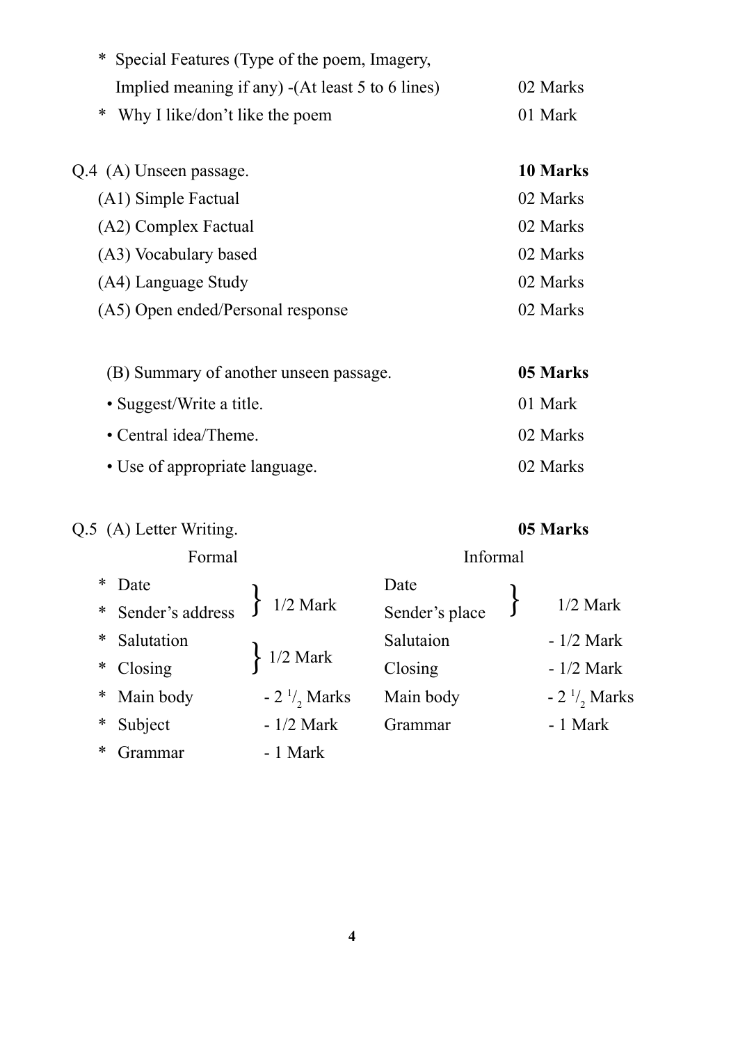* Special Features (Type of the poem, Imagery, Implied meaning if any) -(At least 5 to 6 lines) — 02 Marks
* Why I like/don't like the poem — 01 Mark

Q.4 (A) Unseen passage. **10 Marks**

| | |
|---|---|
| (A1) Simple Factual | 02 Marks |
| (A2) Complex Factual | 02 Marks |
| (A3) Vocabulary based | 02 Marks |
| (A4) Language Study | 02 Marks |
| (A5) Open ended/Personal response | 02 Marks |

(B) Summary of another unseen passage. **05 Marks**

| | |
|---|---|
| • Suggest/Write a title. | 01 Mark |
| • Central idea/Theme. | 02 Marks |
| • Use of appropriate language. | 02 Marks |

Q.5 (A) Letter Writing. **05 Marks**

| Formal | | Informal | |
|---|---|---|---|
| * Date<br>* Sender's address | 1/2 Mark | Date<br>Sender's place | 1/2 Mark |
| * Salutation<br>* Closing | 1/2 Mark | Salutaion | - 1/2 Mark |
| | | Closing | - 1/2 Mark |
| * Main body | - $2\frac{1}{2}$ Marks | Main body | - $2\frac{1}{2}$ Marks |
| * Subject | - 1/2 Mark | Grammar | - 1 Mark |
| * Grammar | - 1 Mark | | |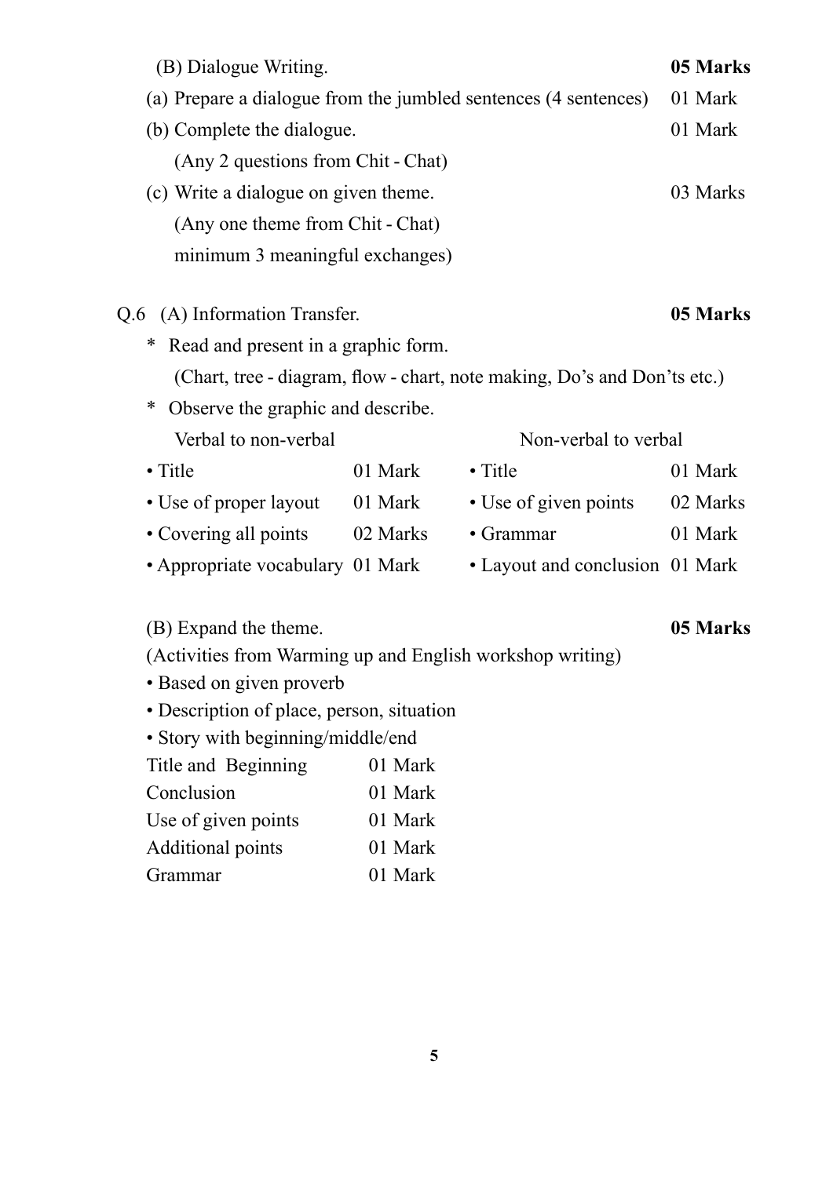(B) Dialogue Writing. **05 Marks**

(a) Prepare a dialogue from the jumbled sentences (4 sentences) 01 Mark

(b) Complete the dialogue. 01 Mark

(Any 2 questions from Chit - Chat)

(c) Write a dialogue on given theme. 03 Marks

(Any one theme from Chit - Chat)

minimum 3 meaningful exchanges)

Q.6 (A) Information Transfer. **05 Marks**

* Read and present in a graphic form.

(Chart, tree - diagram, flow - chart, note making, Do's and Don'ts etc.)

* Observe the graphic and describe.

| Verbal to non-verbal | | Non-verbal to verbal | |
|---|---|---|---|
| • Title | 01 Mark | • Title | 01 Mark |
| • Use of proper layout | 01 Mark | • Use of given points | 02 Marks |
| • Covering all points | 02 Marks | • Grammar | 01 Mark |
| • Appropriate vocabulary | 01 Mark | • Layout and conclusion | 01 Mark |

(B) Expand the theme. **05 Marks**

(Activities from Warming up and English workshop writing)

• Based on given proverb

• Description of place, person, situation

• Story with beginning/middle/end

| | |
|---|---|
| Title and Beginning | 01 Mark |
| Conclusion | 01 Mark |
| Use of given points | 01 Mark |
| Additional points | 01 Mark |
| Grammar | 01 Mark |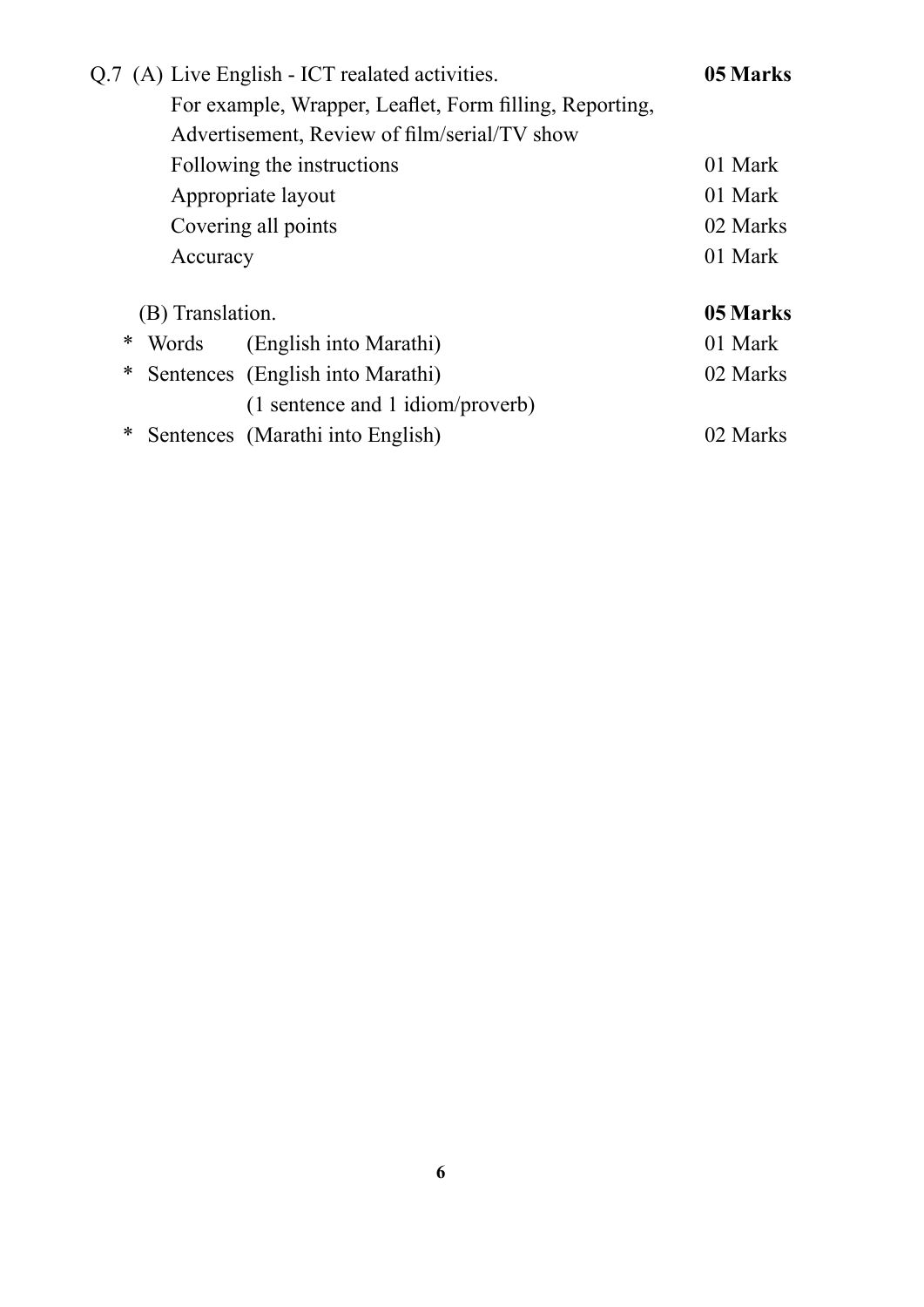Q.7 (A) Live English - ICT realated activities. **05 Marks**

For example, Wrapper, Leaflet, Form filling, Reporting, Advertisement, Review of film/serial/TV show

| | |
|---|---|
| Following the instructions | 01 Mark |
| Appropriate layout | 01 Mark |
| Covering all points | 02 Marks |
| Accuracy | 01 Mark |

(B) Translation. **05 Marks**

| | | |
|---|---|---|
| * Words | (English into Marathi) | 01 Mark |
| * Sentences | (English into Marathi) (1 sentence and 1 idiom/proverb) | 02 Marks |
| * Sentences | (Marathi into English) | 02 Marks |